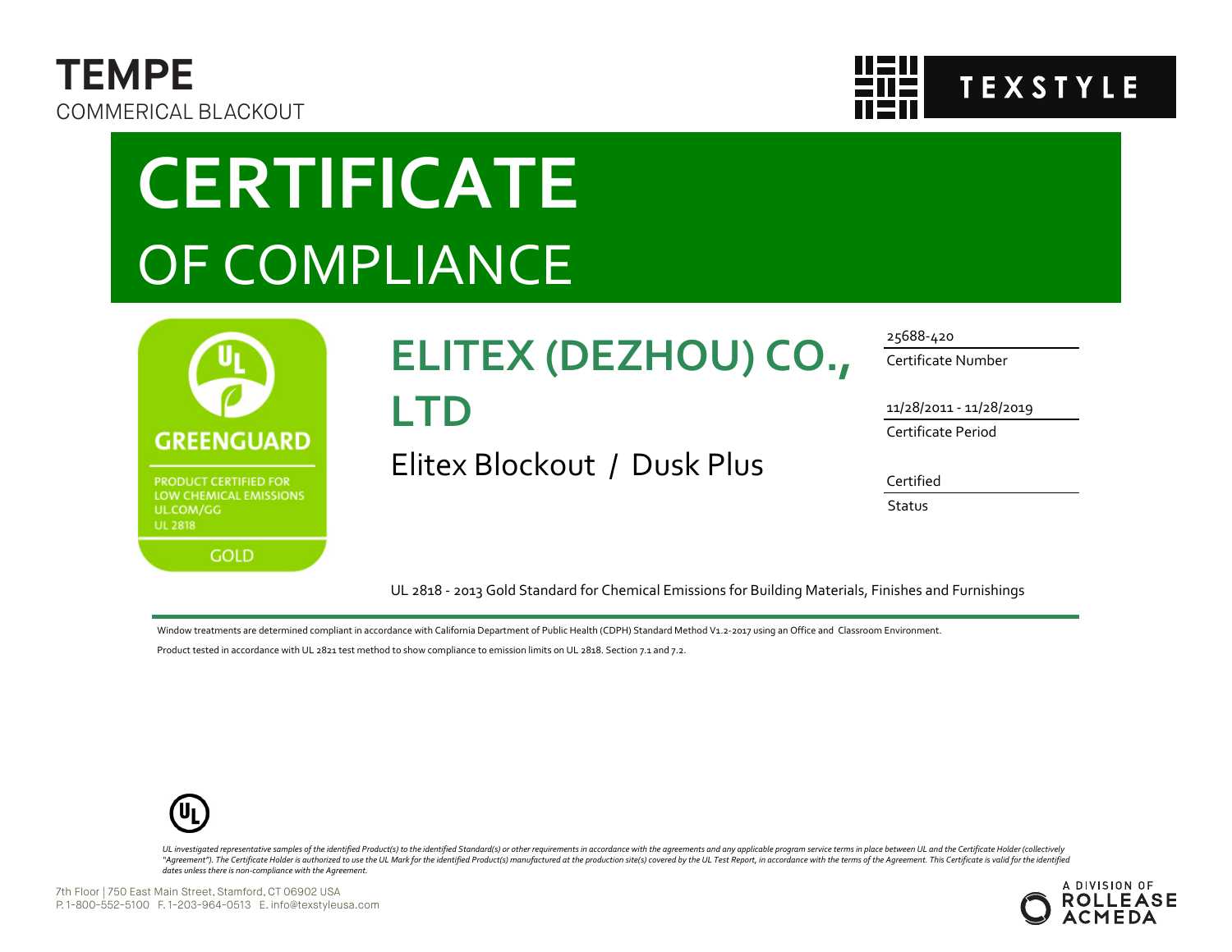**TEMPE**

COMMERICAL BLACKOUT

TEXSTYLE

# CERTIFICATE
## OF COMPLIANCE

GREENGUARD

PRODUCT CERTIFIED FOR LOW CHEMICAL EMISSIONS
UL.COM/GG
UL 2818

GOLD

## ELITEX (DEZHOU) CO., LTD

Elitex Blockout / Dusk Plus

| | |
|---|---|
| Certificate Number | 25688-420 |
| Certificate Period | 11/28/2011 - 11/28/2019 |
| Status | Certified |

UL 2818 - 2013 Gold Standard for Chemical Emissions for Building Materials, Finishes and Furnishings

Window treatments are determined compliant in accordance with California Department of Public Health (CDPH) Standard Method V1.2-2017 using an Office and Classroom Environment.

Product tested in accordance with UL 2821 test method to show compliance to emission limits on UL 2818. Section 7.1 and 7.2.

*UL investigated representative samples of the identified Product(s) to the identified Standard(s) or other requirements in accordance with the agreements and any applicable program service terms in place between UL and the Certificate Holder (collectively "Agreement"). The Certificate Holder is authorized to use the UL Mark for the identified Product(s) manufactured at the production site(s) covered by the UL Test Report, in accordance with the terms of the Agreement. This Certificate is valid for the identified dates unless there is non-compliance with the Agreement.*

7th Floor | 750 East Main Street, Stamford, CT 06902 USA
P. 1-800-552-5100 F. 1-203-964-0513 E. info@texstyleusa.com

A DIVISION OF ROLLEASE ACMEDA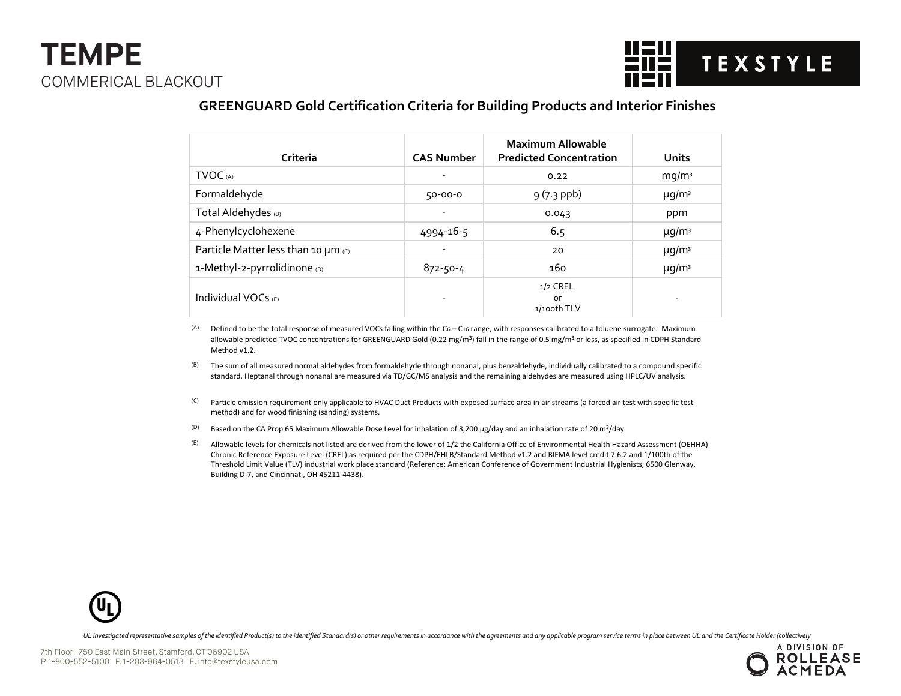# TEMPE

COMMERICAL BLACKOUT

TEXSTYLE

## GREENGUARD Gold Certification Criteria for Building Products and Interior Finishes

| Criteria | CAS Number | Maximum Allowable Predicted Concentration | Units |
|---|---|---|---|
| TVOC (A) | - | 0.22 | $mg/m^3$ |
| Formaldehyde | 50-00-0 | 9 (7.3 ppb) | $\mu g/m^3$ |
| Total Aldehydes (B) | - | 0.043 | ppm |
| 4-Phenylcyclohexene | 4994-16-5 | 6.5 | $\mu g/m^3$ |
| Particle Matter less than 10 µm (C) | - | 20 | $\mu g/m^3$ |
| 1-Methyl-2-pyrrolidinone (D) | 872-50-4 | 160 | $\mu g/m^3$ |
| Individual VOCs (E) | - | 1/2 CREL or 1/100th TLV | - |

(A) Defined to be the total response of measured VOCs falling within the $C_6 – C_{16}$ range, with responses calibrated to a toluene surrogate. Maximum allowable predicted TVOC concentrations for GREENGUARD Gold (0.22 $mg/m^3$) fall in the range of 0.5 $mg/m^3$ or less, as specified in CDPH Standard Method v1.2.

(B) The sum of all measured normal aldehydes from formaldehyde through nonanal, plus benzaldehyde, individually calibrated to a compound specific standard. Heptanal through nonanal are measured via TD/GC/MS analysis and the remaining aldehydes are measured using HPLC/UV analysis.

(C) Particle emission requirement only applicable to HVAC Duct Products with exposed surface area in air streams (a forced air test with specific test method) and for wood finishing (sanding) systems.

(D) Based on the CA Prop 65 Maximum Allowable Dose Level for inhalation of 3,200 µg/day and an inhalation rate of 20 $m^3$/day

(E) Allowable levels for chemicals not listed are derived from the lower of 1/2 the California Office of Environmental Health Hazard Assessment (OEHHA) Chronic Reference Exposure Level (CREL) as required per the CDPH/EHLB/Standard Method v1.2 and BIFMA level credit 7.6.2 and 1/100th of the Threshold Limit Value (TLV) industrial work place standard (Reference: American Conference of Government Industrial Hygienists, 6500 Glenway, Building D-7, and Cincinnati, OH 45211-4438).

*UL investigated representative samples of the identified Product(s) to the identified Standard(s) or other requirements in accordance with the agreements and any applicable program service terms in place between UL and the Certificate Holder (collectively*

7th Floor | 750 East Main Street, Stamford, CT 06902 USA
P. 1-800-552-5100 F. 1-203-964-0513 E. info@texstyleusa.com

A DIVISION OF ROLLEASE ACMEDA